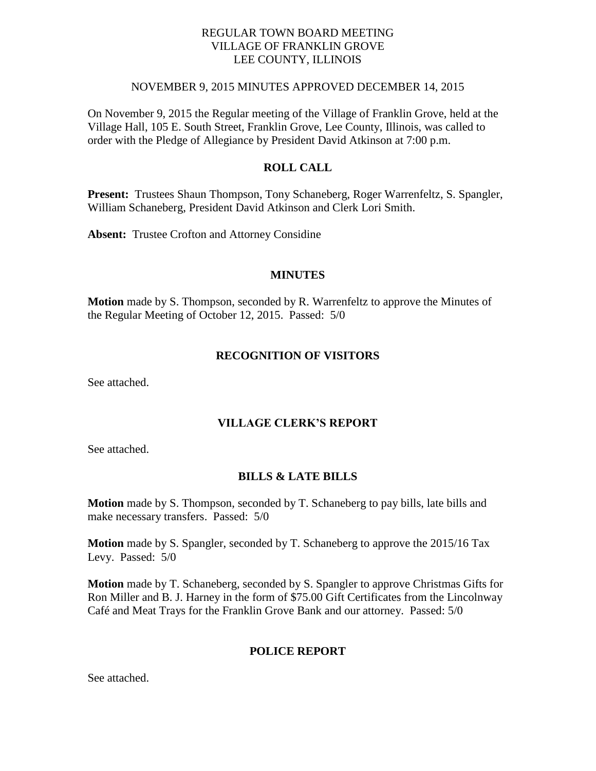REGULAR TOWN BOARD MEETING
VILLAGE OF FRANKLIN GROVE
LEE COUNTY, ILLINOIS

NOVEMBER 9, 2015 MINUTES APPROVED DECEMBER 14, 2015

On November 9, 2015 the Regular meeting of the Village of Franklin Grove, held at the Village Hall, 105 E. South Street, Franklin Grove, Lee County, Illinois, was called to order with the Pledge of Allegiance by President David Atkinson at 7:00 p.m.

## ROLL CALL

**Present:** Trustees Shaun Thompson, Tony Schaneberg, Roger Warrenfeltz, S. Spangler, William Schaneberg, President David Atkinson and Clerk Lori Smith.

**Absent:** Trustee Crofton and Attorney Considine

## MINUTES

**Motion** made by S. Thompson, seconded by R. Warrenfeltz to approve the Minutes of the Regular Meeting of October 12, 2015. Passed: 5/0

## RECOGNITION OF VISITORS

See attached.

## VILLAGE CLERK'S REPORT

See attached.

## BILLS & LATE BILLS

**Motion** made by S. Thompson, seconded by T. Schaneberg to pay bills, late bills and make necessary transfers. Passed: 5/0

**Motion** made by S. Spangler, seconded by T. Schaneberg to approve the 2015/16 Tax Levy. Passed: 5/0

**Motion** made by T. Schaneberg, seconded by S. Spangler to approve Christmas Gifts for Ron Miller and B. J. Harney in the form of $75.00 Gift Certificates from the Lincolnway Café and Meat Trays for the Franklin Grove Bank and our attorney. Passed: 5/0

## POLICE REPORT

See attached.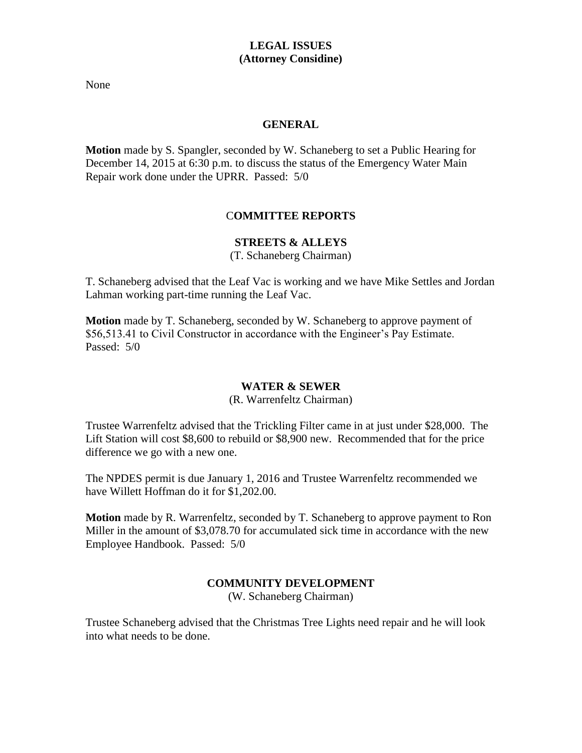## LEGAL ISSUES
## (Attorney Considine)

None

## GENERAL

**Motion** made by S. Spangler, seconded by W. Schaneberg to set a Public Hearing for December 14, 2015 at 6:30 p.m. to discuss the status of the Emergency Water Main Repair work done under the UPRR. Passed: 5/0

## COMMITTEE REPORTS

### STREETS & ALLEYS
(T. Schaneberg Chairman)

T. Schaneberg advised that the Leaf Vac is working and we have Mike Settles and Jordan Lahman working part-time running the Leaf Vac.

**Motion** made by T. Schaneberg, seconded by W. Schaneberg to approve payment of $56,513.41 to Civil Constructor in accordance with the Engineer's Pay Estimate. Passed: 5/0

### WATER & SEWER
(R. Warrenfeltz Chairman)

Trustee Warrenfeltz advised that the Trickling Filter came in at just under $28,000. The Lift Station will cost $8,600 to rebuild or $8,900 new. Recommended that for the price difference we go with a new one.

The NPDES permit is due January 1, 2016 and Trustee Warrenfeltz recommended we have Willett Hoffman do it for $1,202.00.

**Motion** made by R. Warrenfeltz, seconded by T. Schaneberg to approve payment to Ron Miller in the amount of $3,078.70 for accumulated sick time in accordance with the new Employee Handbook. Passed: 5/0

### COMMUNITY DEVELOPMENT
(W. Schaneberg Chairman)

Trustee Schaneberg advised that the Christmas Tree Lights need repair and he will look into what needs to be done.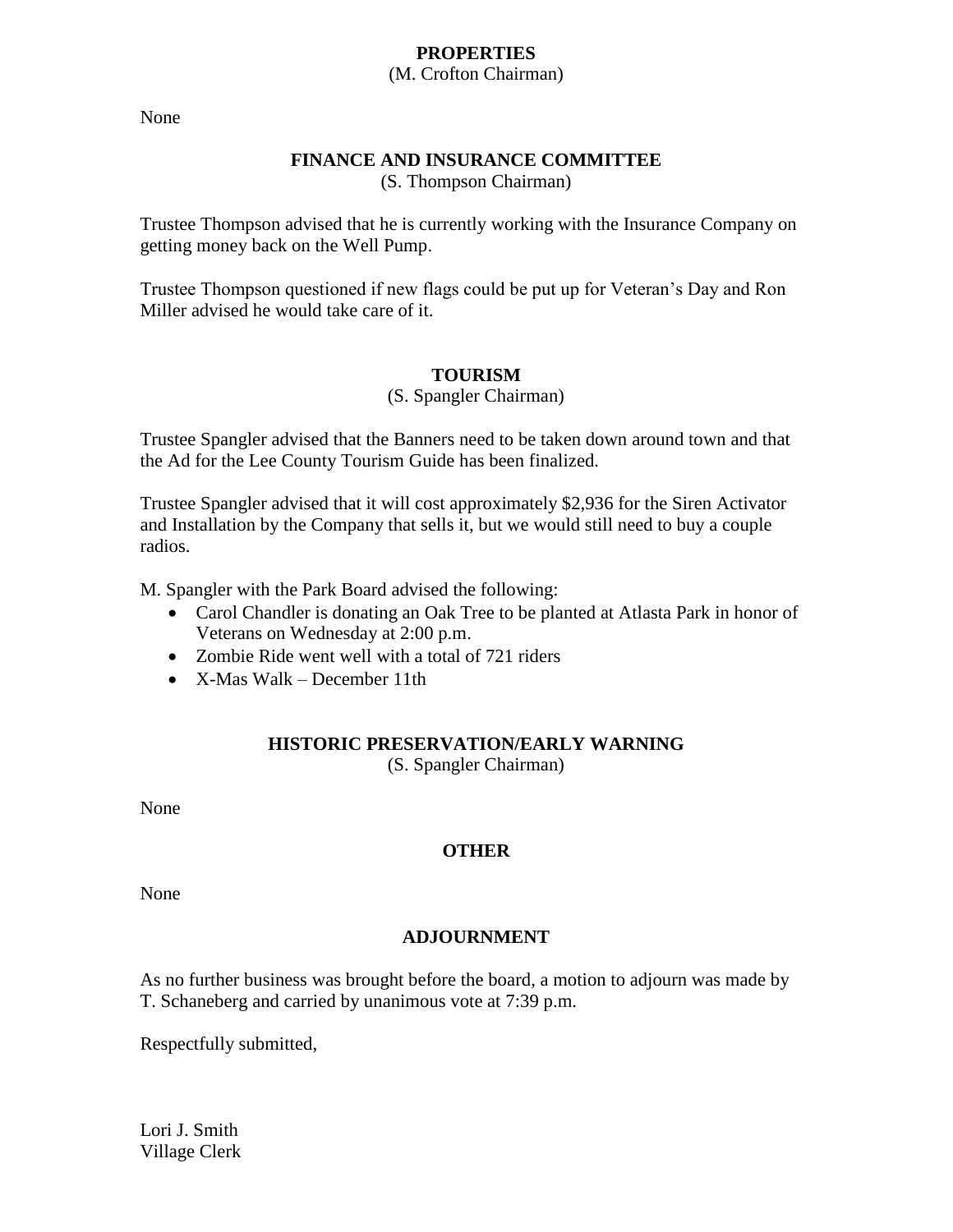## PROPERTIES
(M. Crofton Chairman)

None

## FINANCE AND INSURANCE COMMITTEE
(S. Thompson Chairman)

Trustee Thompson advised that he is currently working with the Insurance Company on getting money back on the Well Pump.

Trustee Thompson questioned if new flags could be put up for Veteran's Day and Ron Miller advised he would take care of it.

## TOURISM
(S. Spangler Chairman)

Trustee Spangler advised that the Banners need to be taken down around town and that the Ad for the Lee County Tourism Guide has been finalized.

Trustee Spangler advised that it will cost approximately $2,936 for the Siren Activator and Installation by the Company that sells it, but we would still need to buy a couple radios.

M. Spangler with the Park Board advised the following:

- Carol Chandler is donating an Oak Tree to be planted at Atlasta Park in honor of Veterans on Wednesday at 2:00 p.m.
- Zombie Ride went well with a total of 721 riders
- X-Mas Walk – December 11th

## HISTORIC PRESERVATION/EARLY WARNING
(S. Spangler Chairman)

None

## OTHER

None

## ADJOURNMENT

As no further business was brought before the board, a motion to adjourn was made by T. Schaneberg and carried by unanimous vote at 7:39 p.m.

Respectfully submitted,

Lori J. Smith
Village Clerk